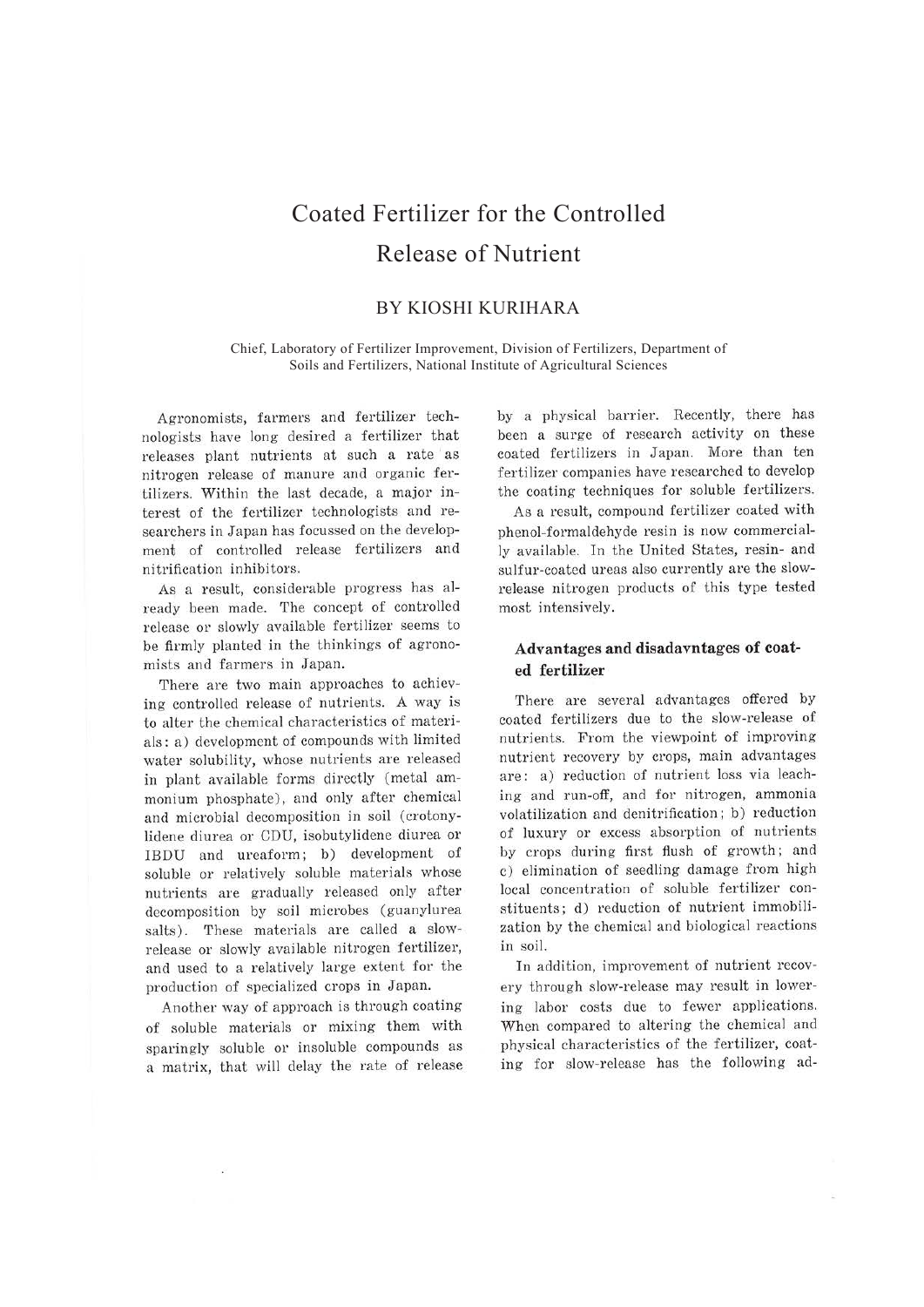# Coated Fertilizer for the Controlled Release of Nutrient

## BY KIOSHI KURIHARA

Chief, Laboratory of Fertilizer Improvement, Division of Fertilizers, Department of Soils and Fertilizers, National Institute of Agricultural Sciences

Agronomists, farmers and fertilizer technologists have long desired a fertilizer that releases plant nutrients at such a rate as nitrogen release of manure and organic fertilizers. Within the last decade, a major interest of the fertilizer technologists and researchers in Japan has focussed on the development of controlled release fertilizers and nitrification inhibitors.

As a result, considerable progress has already been made. The concept of controlled release or slowly available fertilizer seems to be firmly planted in the thinkings of agronomists and farmers in Japan.

There are two main approaches to achieving controlled release of nutrients. A way is to alter the chemical characteristics of materials: a) development of compounds with limited water solubility, whose nutrients are released in plant available forms directly (metal ammonium phosphate), and only after chemical and microbial decomposition in soil (crotonylidene diurea or CDU, isobutylidene diurea or IBDU and ureaform; b) development of soluble or relatively soluble materials whose nutrients are gradually released only after decomposition by soil microbes (guanylurea salts). These materials are called a slow-release or slowly available nitrogen fertilizer, and used to a relatively large extent for the production of specialized crops in Japan.

Another way of approach is through coating of soluble materials or mixing them with sparingly soluble or insoluble compounds as a matrix, that will delay the rate of release by a physical barrier. Recently, there has been a surge of research activity on these coated fertilizers in Japan. More than ten fertilizer companies have researched to develop the coating techniques for soluble fertilizers.

As a result, compound fertilizer coated with phenol-formaldehyde resin is now commercially available. In the United States, resin- and sulfur-coated ureas also currently are the slow-release nitrogen products of this type tested most intensively.

### Advantages and disadavntages of coated fertilizer

There are several advantages offered by coated fertilizers due to the slow-release of nutrients. From the viewpoint of improving nutrient recovery by crops, main advantages are: a) reduction of nutrient loss via leaching and run-off, and for nitrogen, ammonia volatilization and denitrification; b) reduction of luxury or excess absorption of nutrients by crops during first flush of growth; and c) elimination of seedling damage from high local concentration of soluble fertilizer constituents; d) reduction of nutrient immobilization by the chemical and biological reactions in soil.

In addition, improvement of nutrient recovery through slow-release may result in lowering labor costs due to fewer applications. When compared to altering the chemical and physical characteristics of the fertilizer, coating for slow-release has the following ad-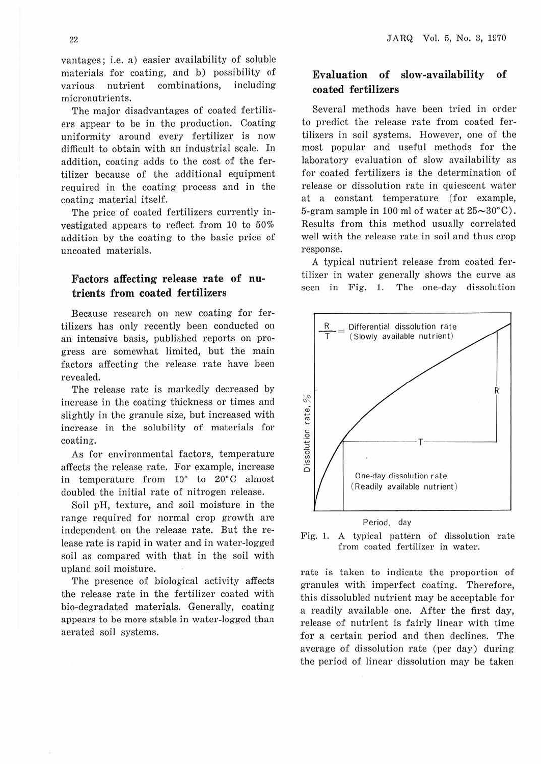vantages; i.e. a) easier availability of soluble materials for coating, and b) possibility of various nutrient combinations, including micronutrients.

The major disadvantages of coated fertilizers appear to be in the production. Coating uniformity around every fertilizer is now difficult to obtain with an industrial scale. In addition, coating adds to the cost of the fertilizer because of the additional equipment required in the coating process and in the coating material itself.

The price of coated fertilizers currently investigated appears to reflect from 10 to 50% addition by the coating to the basic price of uncoated materials.

## Factors affecting release rate of nutrients from coated fertilizers

Because research on new coating for fertilizers has only recently been conducted on an intensive basis, published reports on progress are somewhat limited, but the main factors affecting the release rate have been revealed.

The release rate is markedly decreased by increase in the coating thickness or times and slightly in the granule size, but increased with increase in the solubility of materials for coating.

As for environmental factors, temperature affects the release rate. For example, increase in temperature from 10° to 20°C almost doubled the initial rate of nitrogen release.

Soil pH, texture, and soil moisture in the range required for normal crop growth are independent on the release rate. But the release rate is rapid in water and in water-logged soil as compared with that in the soil with upland soil moisture.

The presence of biological activity affects the release rate in the fertilizer coated with bio-degradated materials. Generally, coating appears to be more stable in water-logged than aerated soil systems.

## Evaluation of slow-availability of coated fertilizers

Several methods have been tried in order to predict the release rate from coated fertilizers in soil systems. However, one of the most popular and useful methods for the laboratory evaluation of slow availability as for coated fertilizers is the determination of release or dissolution rate in quiescent water at a constant temperature (for example, 5-gram sample in 100 ml of water at 25~30°C). Results from this method usually correlated well with the release rate in soil and thus crop response.

A typical nutrient release from coated fertilizer in water generally shows the curve as seen in Fig. 1. The one-day dissolution rate is taken to indicate the proportion of granules with imperfect coating. Therefore, this dissolubled nutrient may be acceptable for a readily available one. After the first day, release of nutrient is fairly linear with time for a certain period and then declines. The average of dissolution rate (per day) during the period of linear dissolution may be taken

Fig. 1. A typical pattern of dissolution rate from coated fertilizer in water.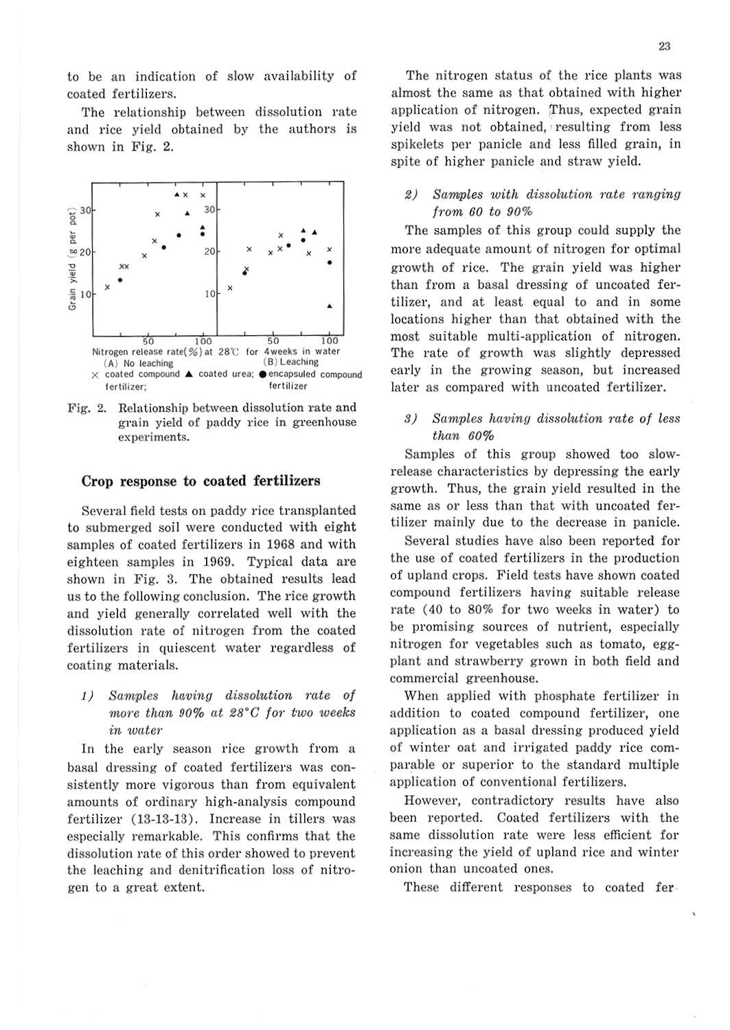to be an indication of slow availability of coated fertilizers.

The relationship between dissolution rate and rice yield obtained by the authors is shown in Fig. 2.

Fig. 2. Relationship between dissolution rate and grain yield of paddy rice in greenhouse experiments.

## Crop response to coated fertilizers

Several field tests on paddy rice transplanted to submerged soil were conducted with eight samples of coated fertilizers in 1968 and with eighteen samples in 1969. Typical data are shown in Fig. 3. The obtained results lead us to the following conclusion. The rice growth and yield generally correlated well with the dissolution rate of nitrogen from the coated fertilizers in quiescent water regardless of coating materials.

### *1) Samples having dissolution rate of more than 90% at 28°C for two weeks in water*

In the early season rice growth from a basal dressing of coated fertilizers was consistently more vigorous than from equivalent amounts of ordinary high-analysis compound fertilizer (13-13-13). Increase in tillers was especially remarkable. This confirms that the dissolution rate of this order showed to prevent the leaching and denitrification loss of nitrogen to a great extent.

The nitrogen status of the rice plants was almost the same as that obtained with higher application of nitrogen. Thus, expected grain yield was not obtained, resulting from less spikelets per panicle and less filled grain, in spite of higher panicle and straw yield.

### *2) Samples with dissolution rate ranging from 60 to 90%*

The samples of this group could supply the more adequate amount of nitrogen for optimal growth of rice. The grain yield was higher than from a basal dressing of uncoated fertilizer, and at least equal to and in some locations higher than that obtained with the most suitable multi-application of nitrogen. The rate of growth was slightly depressed early in the growing season, but increased later as compared with uncoated fertilizer.

### *3) Samples having dissolution rate of less than 60%*

Samples of this group showed too slow-release characteristics by depressing the early growth. Thus, the grain yield resulted in the same as or less than that with uncoated fertilizer mainly due to the decrease in panicle.

Several studies have also been reported for the use of coated fertilizers in the production of upland crops. Field tests have shown coated compound fertilizers having suitable release rate (40 to 80% for two weeks in water) to be promising sources of nutrient, especially nitrogen for vegetables such as tomato, eggplant and strawberry grown in both field and commercial greenhouse.

When applied with phosphate fertilizer in addition to coated compound fertilizer, one application as a basal dressing produced yield of winter oat and irrigated paddy rice comparable or superior to the standard multiple application of conventional fertilizers.

However, contradictory results have also been reported. Coated fertilizers with the same dissolution rate were less efficient for increasing the yield of upland rice and winter onion than uncoated ones.

These different responses to coated fer-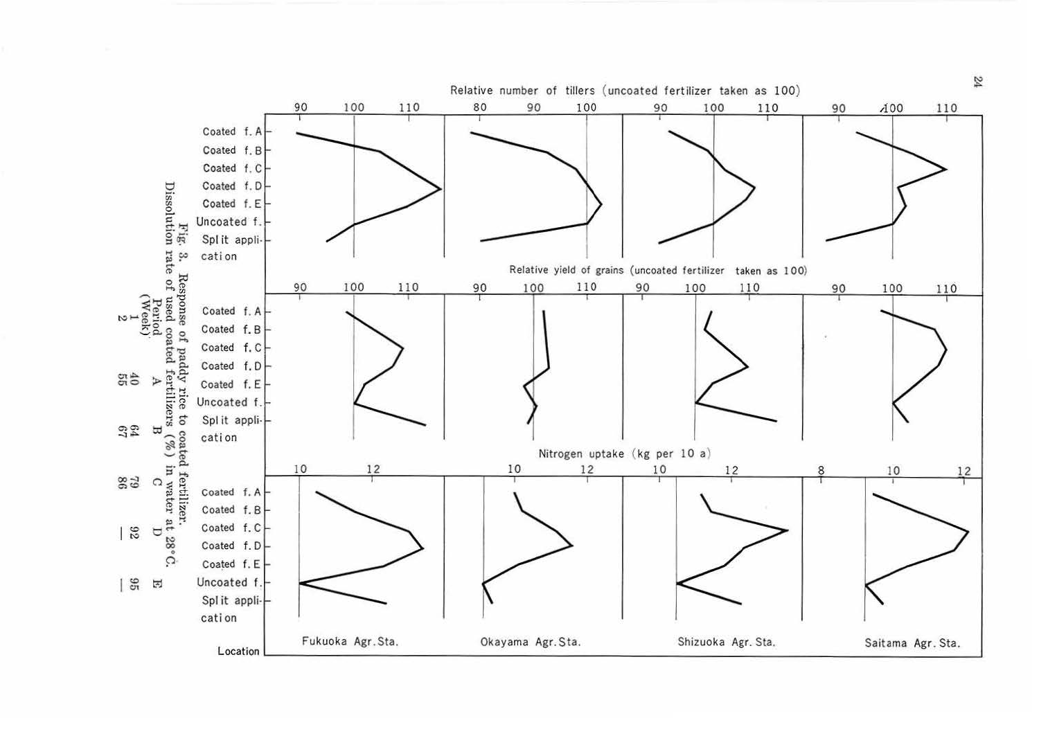Fig. 3. Response of paddy rice to coated fertilizer.

Dissolution rate of used coated fertilizers (%) in water at 28°C.

| Period (Week) | A | B | C | D | E |
|---|---|---|---|---|---|
| 1 | 40 | 64 | 79 | 92 | 95 |
| 2 | 55 | 67 | 86 | — | — |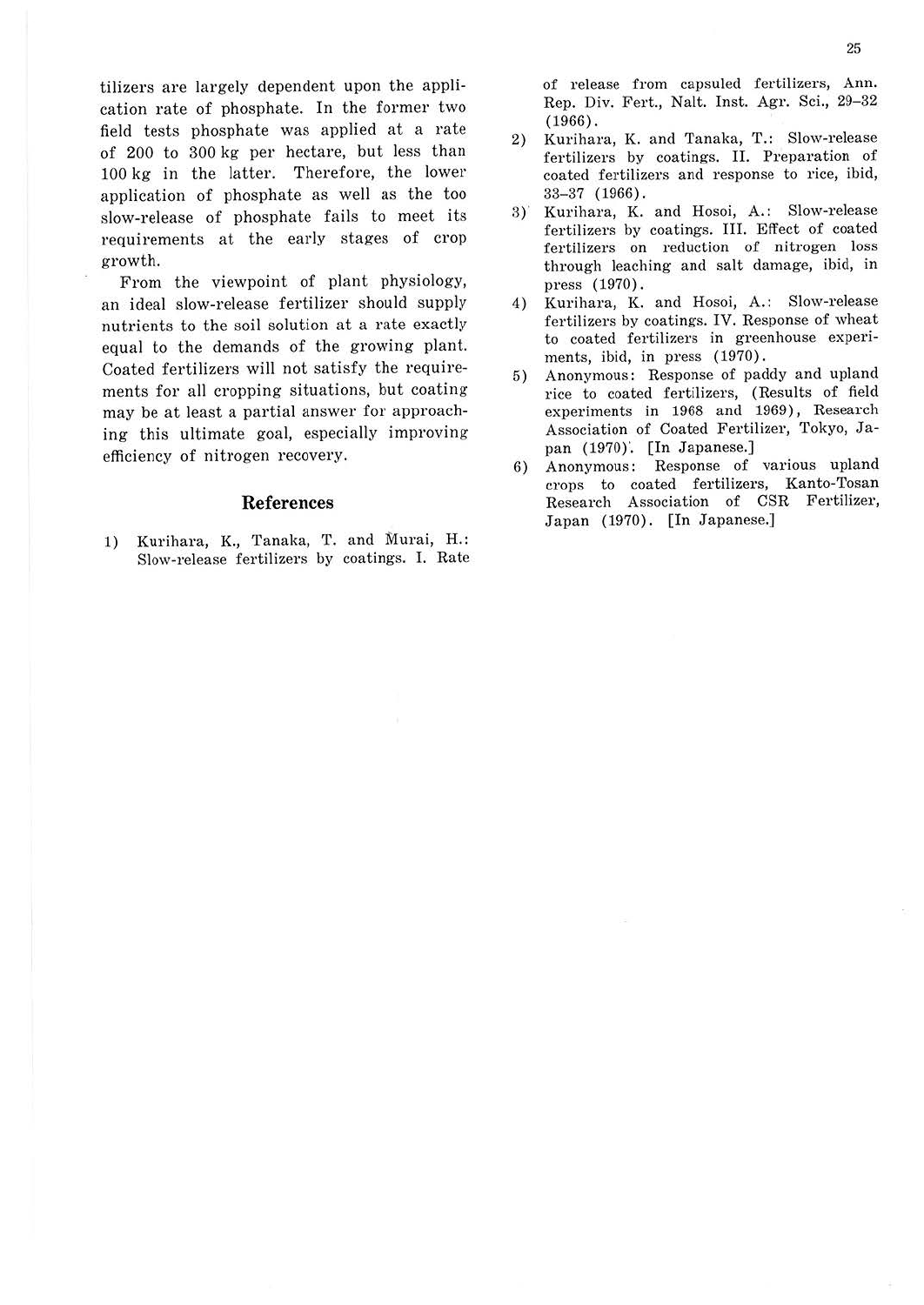tilizers are largely dependent upon the application rate of phosphate. In the former two field tests phosphate was applied at a rate of 200 to 300 kg per hectare, but less than 100 kg in the latter. Therefore, the lower application of phosphate as well as the too slow-release of phosphate fails to meet its requirements at the early stages of crop growth.

From the viewpoint of plant physiology, an ideal slow-release fertilizer should supply nutrients to the soil solution at a rate exactly equal to the demands of the growing plant. Coated fertilizers will not satisfy the requirements for all cropping situations, but coating may be at least a partial answer for approaching this ultimate goal, especially improving efficiency of nitrogen recovery.

## References

1) Kurihara, K., Tanaka, T. and Murai, H.: Slow-release fertilizers by coatings. I. Rate of release from capsuled fertilizers, Ann. Rep. Div. Fert., Nalt. Inst. Agr. Sci., 29–32 (1966).
2) Kurihara, K. and Tanaka, T.: Slow-release fertilizers by coatings. II. Preparation of coated fertilizers and response to rice, ibid, 33–37 (1966).
3) Kurihara, K. and Hosoi, A.: Slow-release fertilizers by coatings. III. Effect of coated fertilizers on reduction of nitrogen loss through leaching and salt damage, ibid, in press (1970).
4) Kurihara, K. and Hosoi, A.: Slow-release fertilizers by coatings. IV. Response of wheat to coated fertilizers in greenhouse experiments, ibid, in press (1970).
5) Anonymous: Response of paddy and upland rice to coated fertilizers, (Results of field experiments in 1968 and 1969), Research Association of Coated Fertilizer, Tokyo, Japan (1970). [In Japanese.]
6) Anonymous: Response of various upland crops to coated fertilizers, Kanto-Tosan Research Association of CSR Fertilizer, Japan (1970). [In Japanese.]